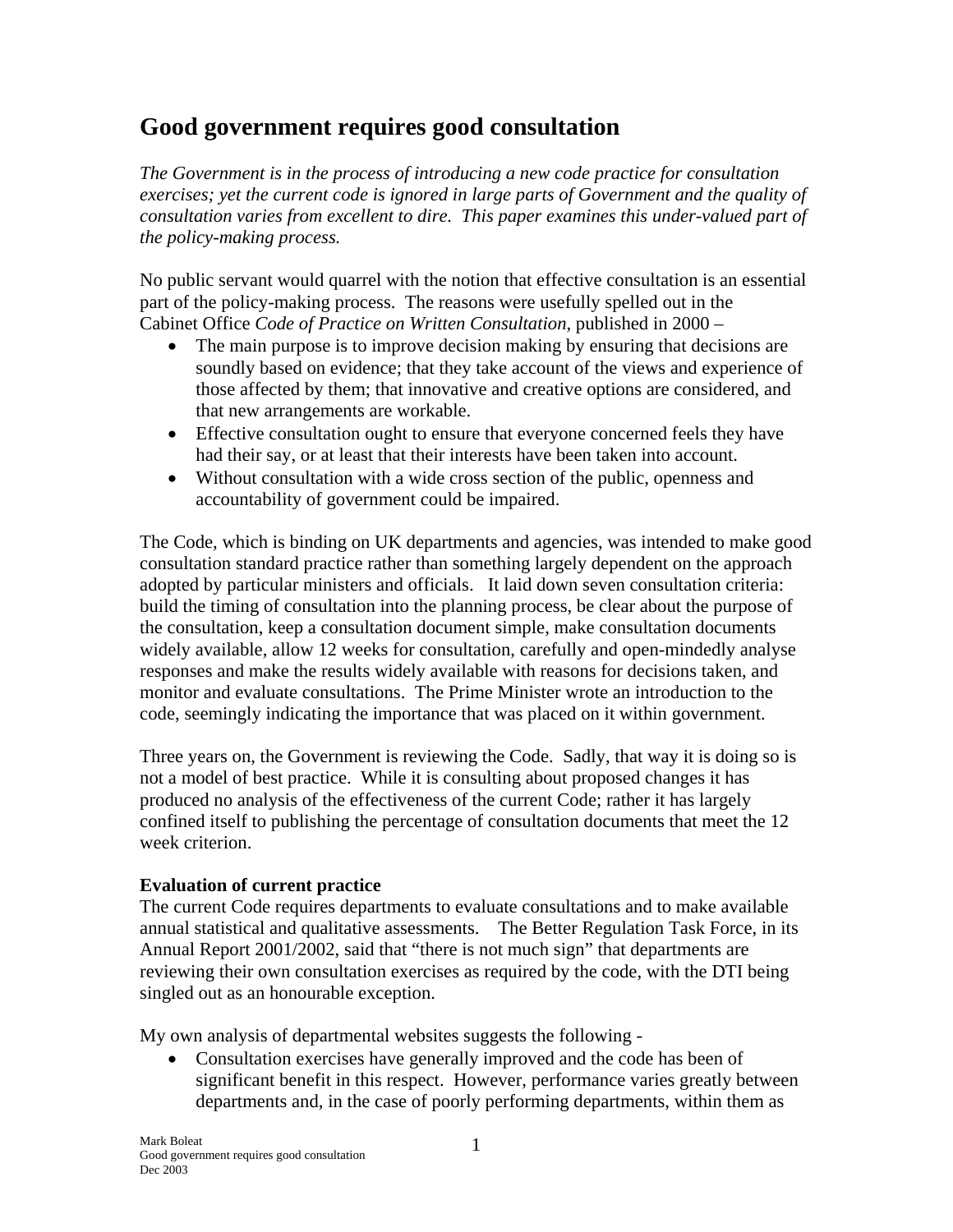# Good government requires good consultation

*The Government is in the process of introducing a new code practice for consultation exercises; yet the current code is ignored in large parts of Government and the quality of consultation varies from excellent to dire. This paper examines this under-valued part of the policy-making process.*

No public servant would quarrel with the notion that effective consultation is an essential part of the policy-making process. The reasons were usefully spelled out in the Cabinet Office *Code of Practice on Written Consultation*, published in 2000 –

- The main purpose is to improve decision making by ensuring that decisions are soundly based on evidence; that they take account of the views and experience of those affected by them; that innovative and creative options are considered, and that new arrangements are workable.
- Effective consultation ought to ensure that everyone concerned feels they have had their say, or at least that their interests have been taken into account.
- Without consultation with a wide cross section of the public, openness and accountability of government could be impaired.

The Code, which is binding on UK departments and agencies, was intended to make good consultation standard practice rather than something largely dependent on the approach adopted by particular ministers and officials. It laid down seven consultation criteria: build the timing of consultation into the planning process, be clear about the purpose of the consultation, keep a consultation document simple, make consultation documents widely available, allow 12 weeks for consultation, carefully and open-mindedly analyse responses and make the results widely available with reasons for decisions taken, and monitor and evaluate consultations. The Prime Minister wrote an introduction to the code, seemingly indicating the importance that was placed on it within government.

Three years on, the Government is reviewing the Code. Sadly, that way it is doing so is not a model of best practice. While it is consulting about proposed changes it has produced no analysis of the effectiveness of the current Code; rather it has largely confined itself to publishing the percentage of consultation documents that meet the 12 week criterion.

**Evaluation of current practice**

The current Code requires departments to evaluate consultations and to make available annual statistical and qualitative assessments. The Better Regulation Task Force, in its Annual Report 2001/2002, said that "there is not much sign" that departments are reviewing their own consultation exercises as required by the code, with the DTI being singled out as an honourable exception.

My own analysis of departmental websites suggests the following -

- Consultation exercises have generally improved and the code has been of significant benefit in this respect. However, performance varies greatly between departments and, in the case of poorly performing departments, within them as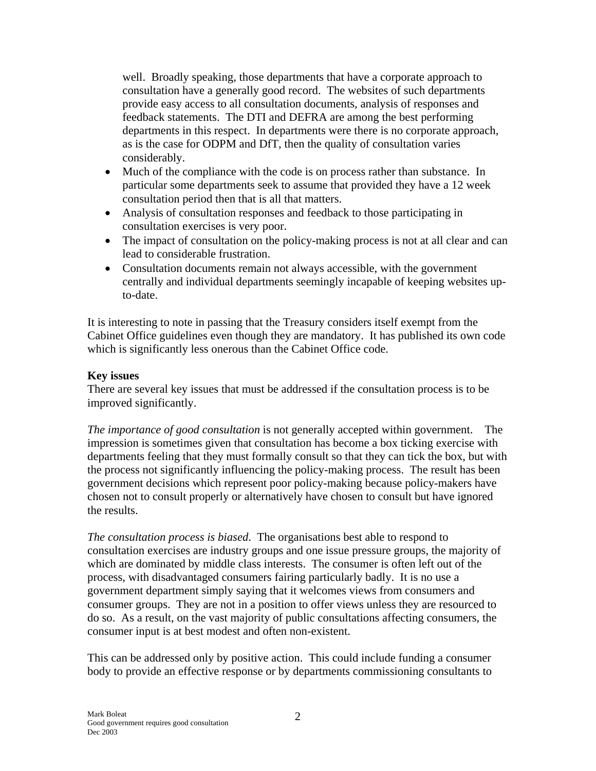well. Broadly speaking, those departments that have a corporate approach to consultation have a generally good record. The websites of such departments provide easy access to all consultation documents, analysis of responses and feedback statements. The DTI and DEFRA are among the best performing departments in this respect. In departments were there is no corporate approach, as is the case for ODPM and DfT, then the quality of consultation varies considerably.

- Much of the compliance with the code is on process rather than substance. In particular some departments seek to assume that provided they have a 12 week consultation period then that is all that matters.
- Analysis of consultation responses and feedback to those participating in consultation exercises is very poor.
- The impact of consultation on the policy-making process is not at all clear and can lead to considerable frustration.
- Consultation documents remain not always accessible, with the government centrally and individual departments seemingly incapable of keeping websites up-to-date.

It is interesting to note in passing that the Treasury considers itself exempt from the Cabinet Office guidelines even though they are mandatory. It has published its own code which is significantly less onerous than the Cabinet Office code.

**Key issues**

There are several key issues that must be addressed if the consultation process is to be improved significantly.

*The importance of good consultation* is not generally accepted within government. The impression is sometimes given that consultation has become a box ticking exercise with departments feeling that they must formally consult so that they can tick the box, but with the process not significantly influencing the policy-making process. The result has been government decisions which represent poor policy-making because policy-makers have chosen not to consult properly or alternatively have chosen to consult but have ignored the results.

*The consultation process is biased*. The organisations best able to respond to consultation exercises are industry groups and one issue pressure groups, the majority of which are dominated by middle class interests. The consumer is often left out of the process, with disadvantaged consumers fairing particularly badly. It is no use a government department simply saying that it welcomes views from consumers and consumer groups. They are not in a position to offer views unless they are resourced to do so. As a result, on the vast majority of public consultations affecting consumers, the consumer input is at best modest and often non-existent.

This can be addressed only by positive action. This could include funding a consumer body to provide an effective response or by departments commissioning consultants to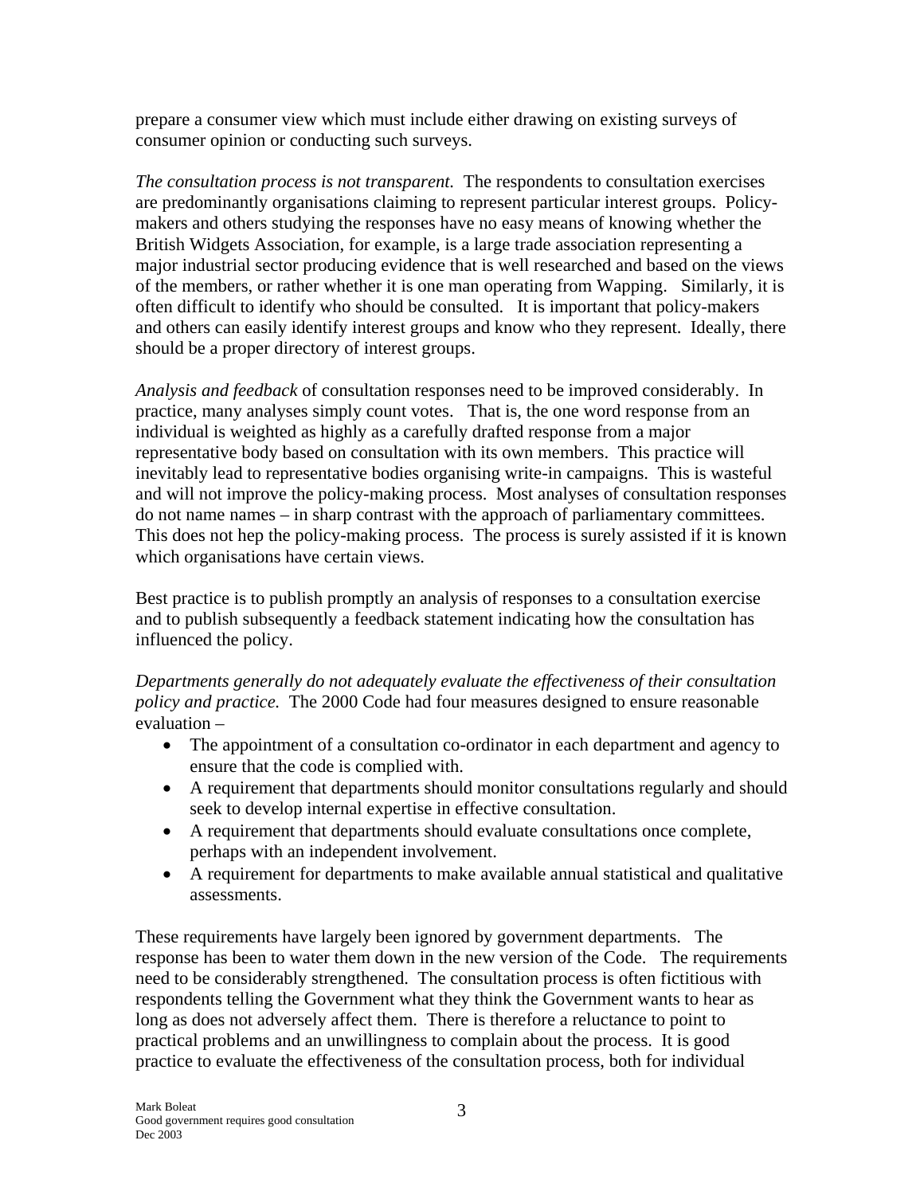prepare a consumer view which must include either drawing on existing surveys of consumer opinion or conducting such surveys.

*The consultation process is not transparent.* The respondents to consultation exercises are predominantly organisations claiming to represent particular interest groups. Policy-makers and others studying the responses have no easy means of knowing whether the British Widgets Association, for example, is a large trade association representing a major industrial sector producing evidence that is well researched and based on the views of the members, or rather whether it is one man operating from Wapping. Similarly, it is often difficult to identify who should be consulted. It is important that policy-makers and others can easily identify interest groups and know who they represent. Ideally, there should be a proper directory of interest groups.

*Analysis and feedback* of consultation responses need to be improved considerably. In practice, many analyses simply count votes. That is, the one word response from an individual is weighted as highly as a carefully drafted response from a major representative body based on consultation with its own members. This practice will inevitably lead to representative bodies organising write-in campaigns. This is wasteful and will not improve the policy-making process. Most analyses of consultation responses do not name names – in sharp contrast with the approach of parliamentary committees. This does not hep the policy-making process. The process is surely assisted if it is known which organisations have certain views.

Best practice is to publish promptly an analysis of responses to a consultation exercise and to publish subsequently a feedback statement indicating how the consultation has influenced the policy.

*Departments generally do not adequately evaluate the effectiveness of their consultation policy and practice.* The 2000 Code had four measures designed to ensure reasonable evaluation –

- The appointment of a consultation co-ordinator in each department and agency to ensure that the code is complied with.
- A requirement that departments should monitor consultations regularly and should seek to develop internal expertise in effective consultation.
- A requirement that departments should evaluate consultations once complete, perhaps with an independent involvement.
- A requirement for departments to make available annual statistical and qualitative assessments.

These requirements have largely been ignored by government departments. The response has been to water them down in the new version of the Code. The requirements need to be considerably strengthened. The consultation process is often fictitious with respondents telling the Government what they think the Government wants to hear as long as does not adversely affect them. There is therefore a reluctance to point to practical problems and an unwillingness to complain about the process. It is good practice to evaluate the effectiveness of the consultation process, both for individual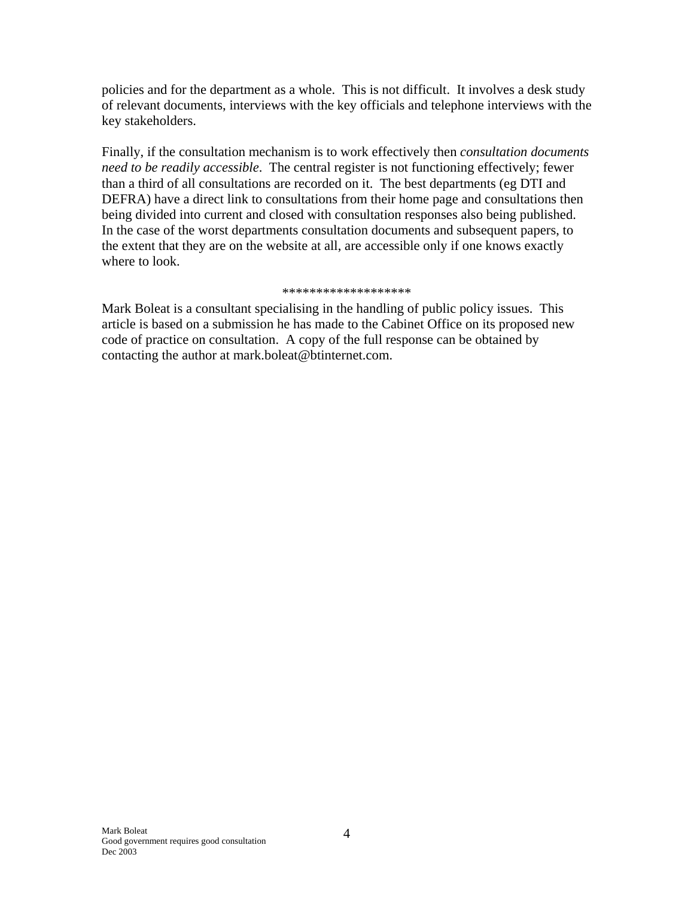policies and for the department as a whole. This is not difficult. It involves a desk study of relevant documents, interviews with the key officials and telephone interviews with the key stakeholders.

Finally, if the consultation mechanism is to work effectively then *consultation documents need to be readily accessible*. The central register is not functioning effectively; fewer than a third of all consultations are recorded on it. The best departments (eg DTI and DEFRA) have a direct link to consultations from their home page and consultations then being divided into current and closed with consultation responses also being published. In the case of the worst departments consultation documents and subsequent papers, to the extent that they are on the website at all, are accessible only if one knows exactly where to look.

\*\*\*\*\*\*\*\*\*\*\*\*\*\*\*\*\*\*\*

Mark Boleat is a consultant specialising in the handling of public policy issues. This article is based on a submission he has made to the Cabinet Office on its proposed new code of practice on consultation. A copy of the full response can be obtained by contacting the author at mark.boleat@btinternet.com.